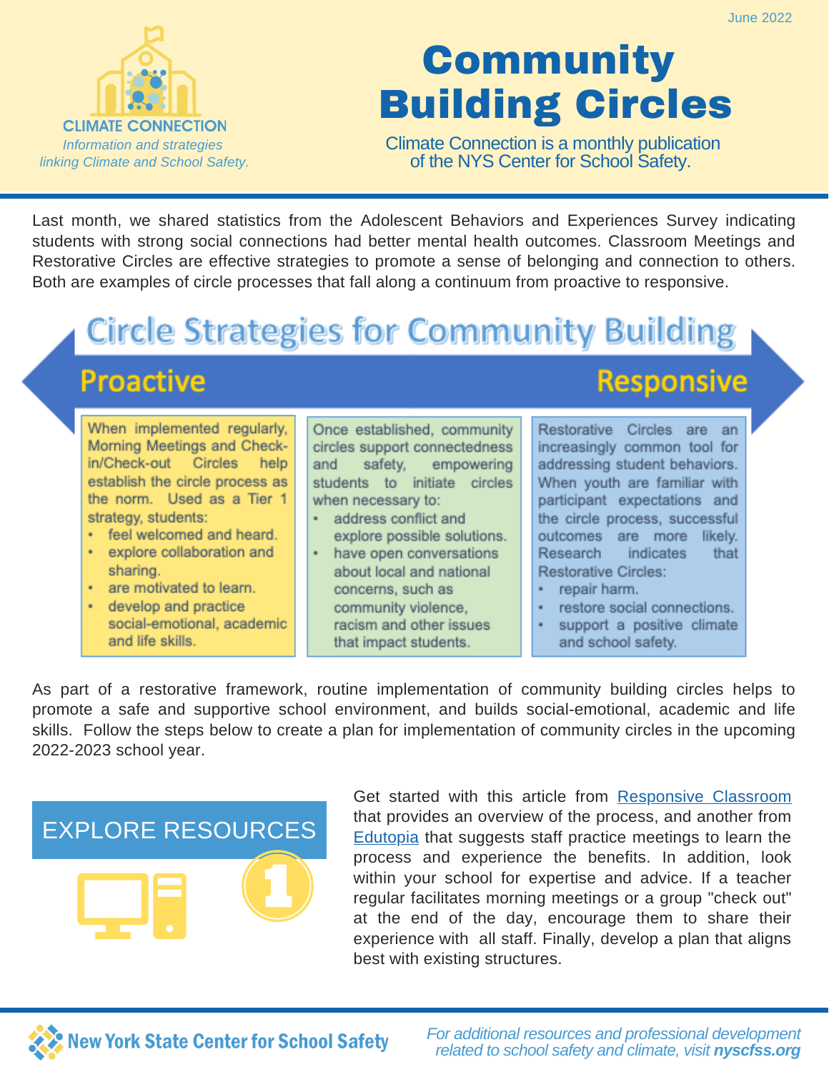June 2022

CLIMATE CONNECTION

*Information and strategies linking Climate and School Safety.*

# Community Building Circles

Climate Connection is a monthly publication of the NYS Center for School Safety.

Last month, we shared statistics from the Adolescent Behaviors and Experiences Survey indicating students with strong social connections had better mental health outcomes. Classroom Meetings and Restorative Circles are effective strategies to promote a sense of belonging and connection to others. Both are examples of circle processes that fall along a continuum from proactive to responsive.

## Circle Strategies for Community Building

**Proactive** ⟷ **Responsive**

When implemented regularly, Morning Meetings and Check-in/Check-out Circles help establish the circle process as the norm. Used as a Tier 1 strategy, students:

- feel welcomed and heard.
- explore collaboration and sharing.
- are motivated to learn.
- develop and practice social-emotional, academic and life skills.

Once established, community circles support connectedness and safety, empowering students to initiate circles when necessary to:

- address conflict and explore possible solutions.
- have open conversations about local and national concerns, such as community violence, racism and other issues that impact students.

Restorative Circles are an increasingly common tool for addressing student behaviors. When youth are familiar with participant expectations and the circle process, successful outcomes are more likely. Research indicates that Restorative Circles:

- repair harm.
- restore social connections.
- support a positive climate and school safety.

As part of a restorative framework, routine implementation of community building circles helps to promote a safe and supportive school environment, and builds social-emotional, academic and life skills. Follow the steps below to create a plan for implementation of community circles in the upcoming 2022-2023 school year.

## EXPLORE RESOURCES

1

Get started with this article from Responsive Classroom that provides an overview of the process, and another from Edutopia that suggests staff practice meetings to learn the process and experience the benefits. In addition, look within your school for expertise and advice. If a teacher regular facilitates morning meetings or a group "check out" at the end of the day, encourage them to share their experience with all staff. Finally, develop a plan that aligns best with existing structures.

New York State Center for School Safety

*For additional resources and professional development related to school safety and climate, visit* ***nyscfss.org***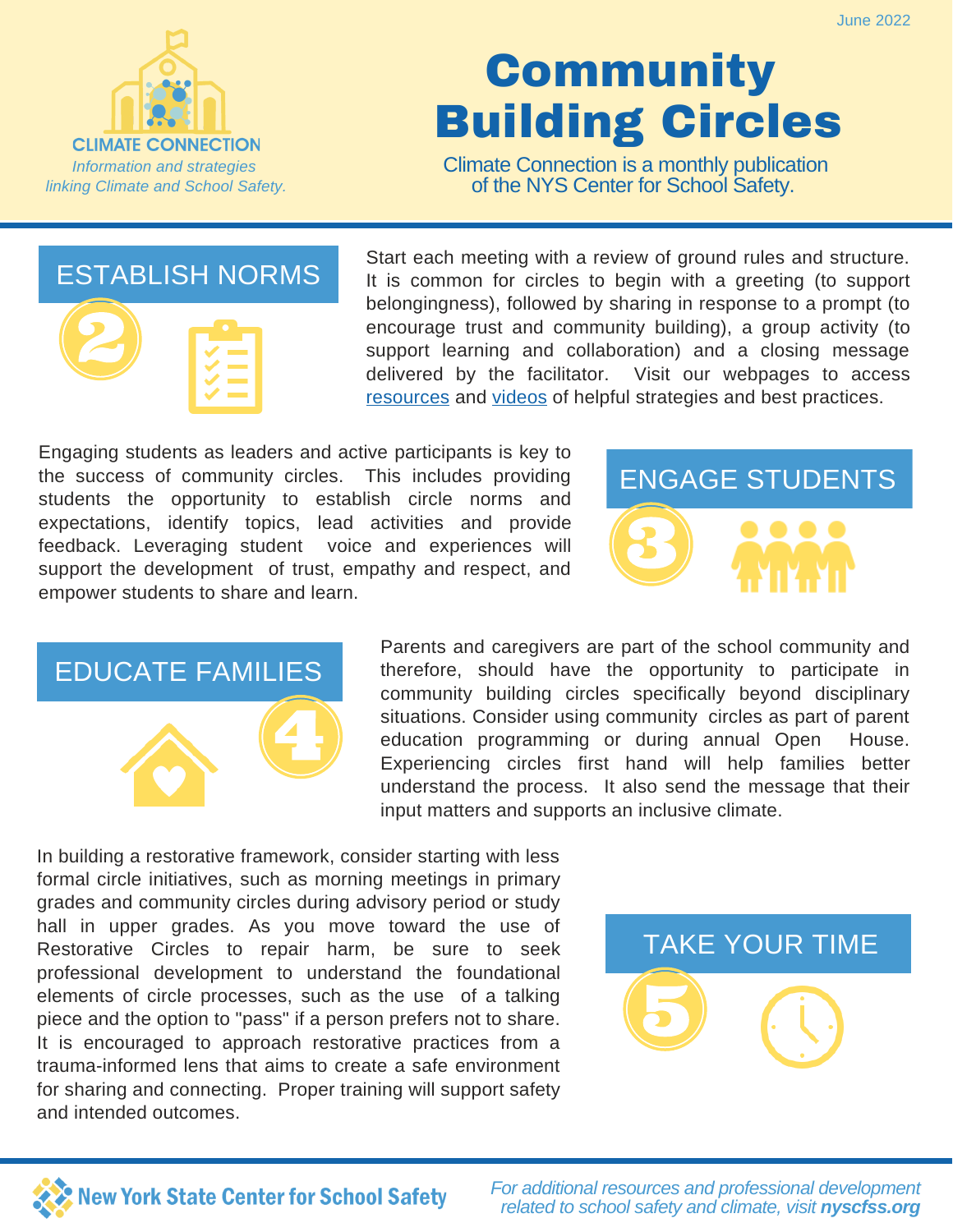# Community Building Circles

CLIMATE CONNECTION

*Information and strategies linking Climate and School Safety.*

June 2022

Climate Connection is a monthly publication of the NYS Center for School Safety.

## ESTABLISH NORMS

2

Start each meeting with a review of ground rules and structure. It is common for circles to begin with a greeting (to support belongingness), followed by sharing in response to a prompt (to encourage trust and community building), a group activity (to support learning and collaboration) and a closing message delivered by the facilitator. Visit our webpages to access resources and videos of helpful strategies and best practices.

## ENGAGE STUDENTS

3

Engaging students as leaders and active participants is key to the success of community circles. This includes providing students the opportunity to establish circle norms and expectations, identify topics, lead activities and provide feedback. Leveraging student voice and experiences will support the development of trust, empathy and respect, and empower students to share and learn.

## EDUCATE FAMILIES

4

Parents and caregivers are part of the school community and therefore, should have the opportunity to participate in community building circles specifically beyond disciplinary situations. Consider using community circles as part of parent education programming or during annual Open House. Experiencing circles first hand will help families better understand the process. It also send the message that their input matters and supports an inclusive climate.

## TAKE YOUR TIME

5

In building a restorative framework, consider starting with less formal circle initiatives, such as morning meetings in primary grades and community circles during advisory period or study hall in upper grades. As you move toward the use of Restorative Circles to repair harm, be sure to seek professional development to understand the foundational elements of circle processes, such as the use of a talking piece and the option to "pass" if a person prefers not to share. It is encouraged to approach restorative practices from a trauma-informed lens that aims to create a safe environment for sharing and connecting. Proper training will support safety and intended outcomes.

New York State Center for School Safety

*For additional resources and professional development related to school safety and climate, visit **nyscfss.org***